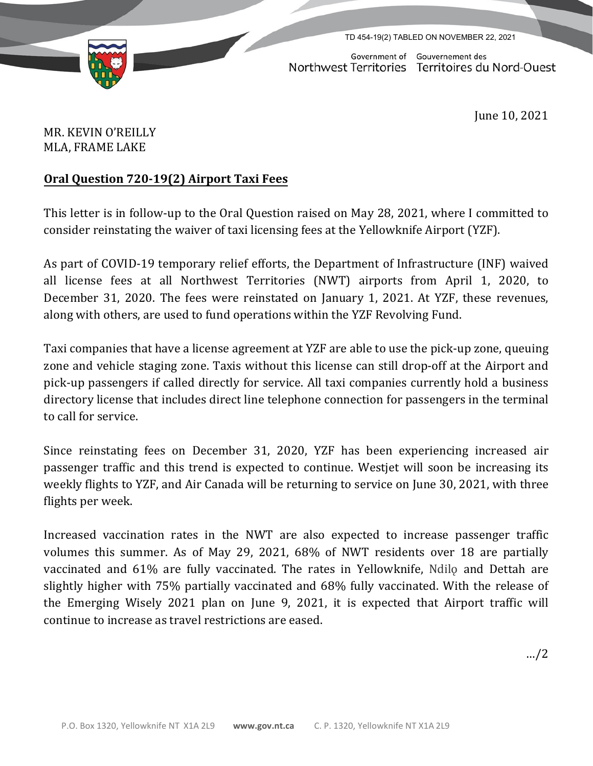TD 454-19(2) TABLED ON NOVEMBER 22, 2021

Government of Northwest Territories
Gouvernement des Territoires du Nord-Ouest

June 10, 2021

MR. KEVIN O'REILLY
MLA, FRAME LAKE

**Oral Question 720-19(2) Airport Taxi Fees**

This letter is in follow-up to the Oral Question raised on May 28, 2021, where I committed to consider reinstating the waiver of taxi licensing fees at the Yellowknife Airport (YZF).

As part of COVID-19 temporary relief efforts, the Department of Infrastructure (INF) waived all license fees at all Northwest Territories (NWT) airports from April 1, 2020, to December 31, 2020. The fees were reinstated on January 1, 2021. At YZF, these revenues, along with others, are used to fund operations within the YZF Revolving Fund.

Taxi companies that have a license agreement at YZF are able to use the pick-up zone, queuing zone and vehicle staging zone. Taxis without this license can still drop-off at the Airport and pick-up passengers if called directly for service. All taxi companies currently hold a business directory license that includes direct line telephone connection for passengers in the terminal to call for service.

Since reinstating fees on December 31, 2020, YZF has been experiencing increased air passenger traffic and this trend is expected to continue. Westjet will soon be increasing its weekly flights to YZF, and Air Canada will be returning to service on June 30, 2021, with three flights per week.

Increased vaccination rates in the NWT are also expected to increase passenger traffic volumes this summer. As of May 29, 2021, 68% of NWT residents over 18 are partially vaccinated and 61% are fully vaccinated. The rates in Yellowknife, Ndilǫ and Dettah are slightly higher with 75% partially vaccinated and 68% fully vaccinated. With the release of the Emerging Wisely 2021 plan on June 9, 2021, it is expected that Airport traffic will continue to increase as travel restrictions are eased.

…/2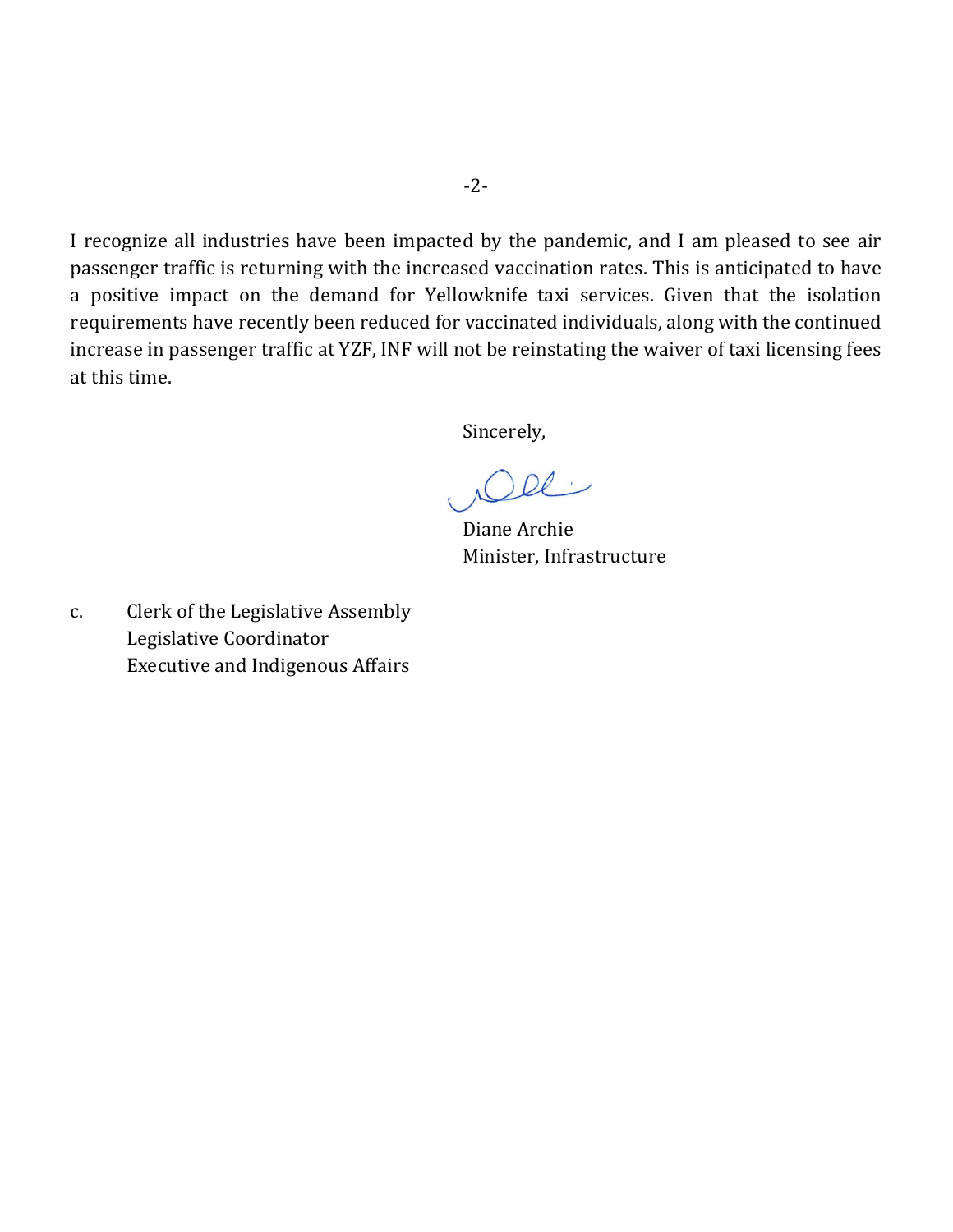I recognize all industries have been impacted by the pandemic, and I am pleased to see air passenger traffic is returning with the increased vaccination rates. This is anticipated to have a positive impact on the demand for Yellowknife taxi services. Given that the isolation requirements have recently been reduced for vaccinated individuals, along with the continued increase in passenger traffic at YZF, INF will not be reinstating the waiver of taxi licensing fees at this time.

Sincerely,

Diane Archie
Minister, Infrastructure

c. Clerk of the Legislative Assembly
Legislative Coordinator
Executive and Indigenous Affairs